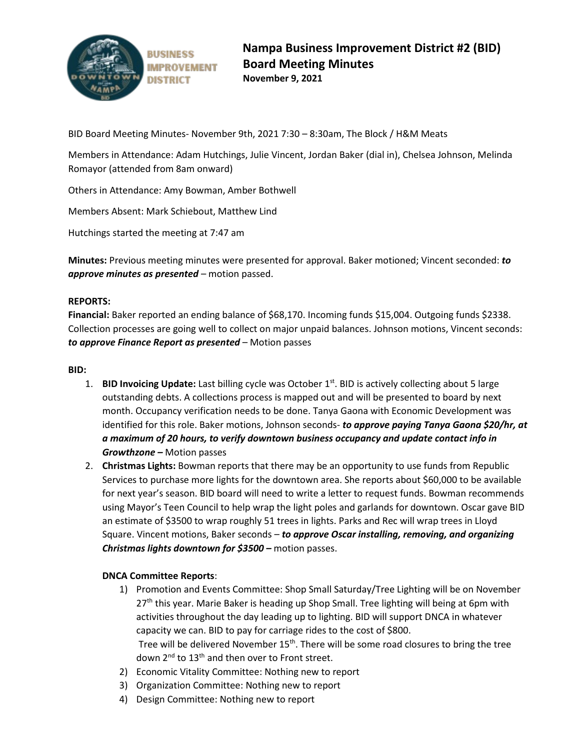# Nampa Business Improvement District #2 (BID) Board Meeting Minutes
**November 9, 2021**

BID Board Meeting Minutes- November 9th, 2021 7:30 – 8:30am, The Block / H&M Meats

Members in Attendance: Adam Hutchings, Julie Vincent, Jordan Baker (dial in), Chelsea Johnson, Melinda Romayor (attended from 8am onward)

Others in Attendance: Amy Bowman, Amber Bothwell

Members Absent: Mark Schiebout, Matthew Lind

Hutchings started the meeting at 7:47 am

**Minutes:** Previous meeting minutes were presented for approval. Baker motioned; Vincent seconded: ***to approve minutes as presented*** – motion passed.

**REPORTS:**

**Financial:** Baker reported an ending balance of $68,170. Incoming funds $15,004. Outgoing funds $2338. Collection processes are going well to collect on major unpaid balances. Johnson motions, Vincent seconds: ***to approve Finance Report as presented*** – Motion passes

**BID:**

1. **BID Invoicing Update:** Last billing cycle was October 1st. BID is actively collecting about 5 large outstanding debts. A collections process is mapped out and will be presented to board by next month. Occupancy verification needs to be done. Tanya Gaona with Economic Development was identified for this role. Baker motions, Johnson seconds- ***to approve paying Tanya Gaona $20/hr, at a maximum of 20 hours, to verify downtown business occupancy and update contact info in Growthzone –*** Motion passes
2. **Christmas Lights:** Bowman reports that there may be an opportunity to use funds from Republic Services to purchase more lights for the downtown area. She reports about $60,000 to be available for next year's season. BID board will need to write a letter to request funds. Bowman recommends using Mayor's Teen Council to help wrap the light poles and garlands for downtown. Oscar gave BID an estimate of $3500 to wrap roughly 51 trees in lights. Parks and Rec will wrap trees in Lloyd Square. Vincent motions, Baker seconds – ***to approve Oscar installing, removing, and organizing Christmas lights downtown for $3500 –*** motion passes.

**DNCA Committee Reports**:

1) Promotion and Events Committee: Shop Small Saturday/Tree Lighting will be on November 27th this year. Marie Baker is heading up Shop Small. Tree lighting will being at 6pm with activities throughout the day leading up to lighting. BID will support DNCA in whatever capacity we can. BID to pay for carriage rides to the cost of $800.
   Tree will be delivered November 15th. There will be some road closures to bring the tree down 2nd to 13th and then over to Front street.
2) Economic Vitality Committee: Nothing new to report
3) Organization Committee: Nothing new to report
4) Design Committee: Nothing new to report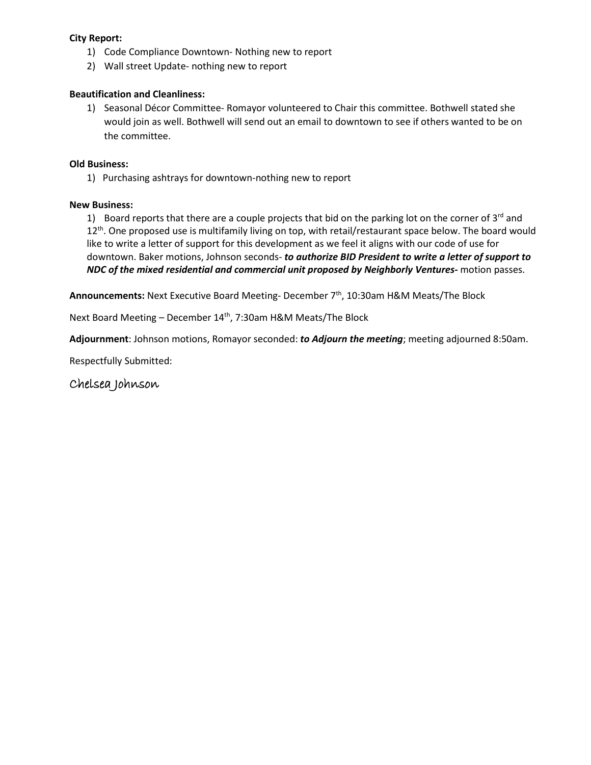**City Report:**

1) Code Compliance Downtown- Nothing new to report
2) Wall street Update- nothing new to report

**Beautification and Cleanliness:**

1) Seasonal Décor Committee- Romayor volunteered to Chair this committee. Bothwell stated she would join as well. Bothwell will send out an email to downtown to see if others wanted to be on the committee.

**Old Business:**

1) Purchasing ashtrays for downtown-nothing new to report

**New Business:**

1) Board reports that there are a couple projects that bid on the parking lot on the corner of 3rd and 12th. One proposed use is multifamily living on top, with retail/restaurant space below. The board would like to write a letter of support for this development as we feel it aligns with our code of use for downtown. Baker motions, Johnson seconds- ***to authorize BID President to write a letter of support to NDC of the mixed residential and commercial unit proposed by Neighborly Ventures-*** motion passes.

**Announcements:** Next Executive Board Meeting- December 7th, 10:30am H&M Meats/The Block

Next Board Meeting – December 14th, 7:30am H&M Meats/The Block

**Adjournment**: Johnson motions, Romayor seconded: ***to Adjourn the meeting***; meeting adjourned 8:50am.

Respectfully Submitted:

Chelsea Johnson